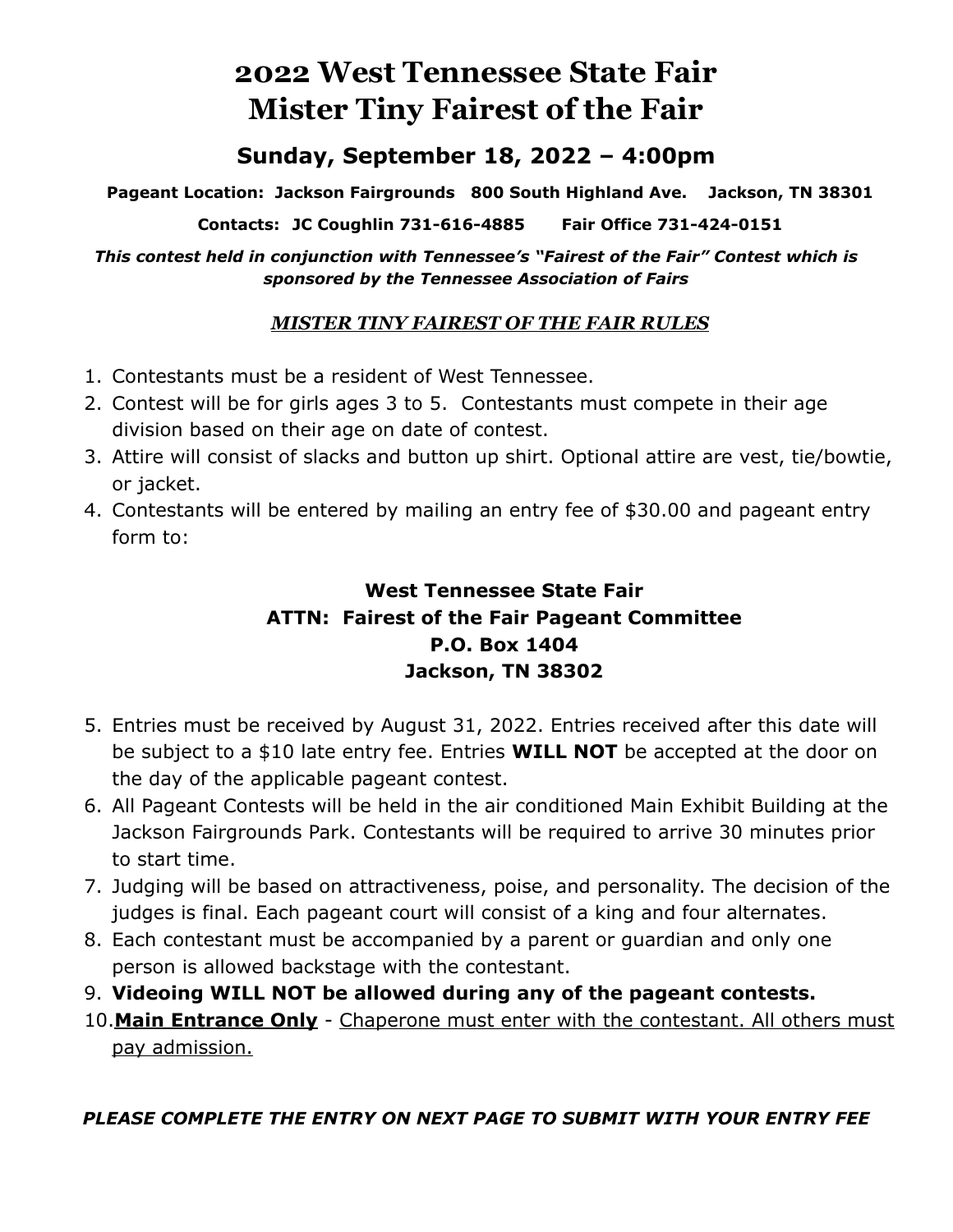# 2022 West Tennessee State Fair
# Mister Tiny Fairest of the Fair

## Sunday, September 18, 2022 – 4:00pm

**Pageant Location: Jackson Fairgrounds 800 South Highland Ave. Jackson, TN 38301**

**Contacts: JC Coughlin 731-616-4885 Fair Office 731-424-0151**

***This contest held in conjunction with Tennessee's "Fairest of the Fair" Contest which is sponsored by the Tennessee Association of Fairs***

***<u>MISTER TINY FAIREST OF THE FAIR RULES</u>***

1. Contestants must be a resident of West Tennessee.
2. Contest will be for girls ages 3 to 5. Contestants must compete in their age division based on their age on date of contest.
3. Attire will consist of slacks and button up shirt. Optional attire are vest, tie/bowtie, or jacket.
4. Contestants will be entered by mailing an entry fee of $30.00 and pageant entry form to:

**West Tennessee State Fair**
**ATTN: Fairest of the Fair Pageant Committee**
**P.O. Box 1404**
**Jackson, TN 38302**

5. Entries must be received by August 31, 2022. Entries received after this date will be subject to a $10 late entry fee. Entries **WILL NOT** be accepted at the door on the day of the applicable pageant contest.
6. All Pageant Contests will be held in the air conditioned Main Exhibit Building at the Jackson Fairgrounds Park. Contestants will be required to arrive 30 minutes prior to start time.
7. Judging will be based on attractiveness, poise, and personality. The decision of the judges is final. Each pageant court will consist of a king and four alternates.
8. Each contestant must be accompanied by a parent or guardian and only one person is allowed backstage with the contestant.
9. **Videoing WILL NOT be allowed during any of the pageant contests.**
10. **<u>Main Entrance Only</u>** - <u>Chaperone must enter with the contestant. All others must pay admission.</u>

***PLEASE COMPLETE THE ENTRY ON NEXT PAGE TO SUBMIT WITH YOUR ENTRY FEE***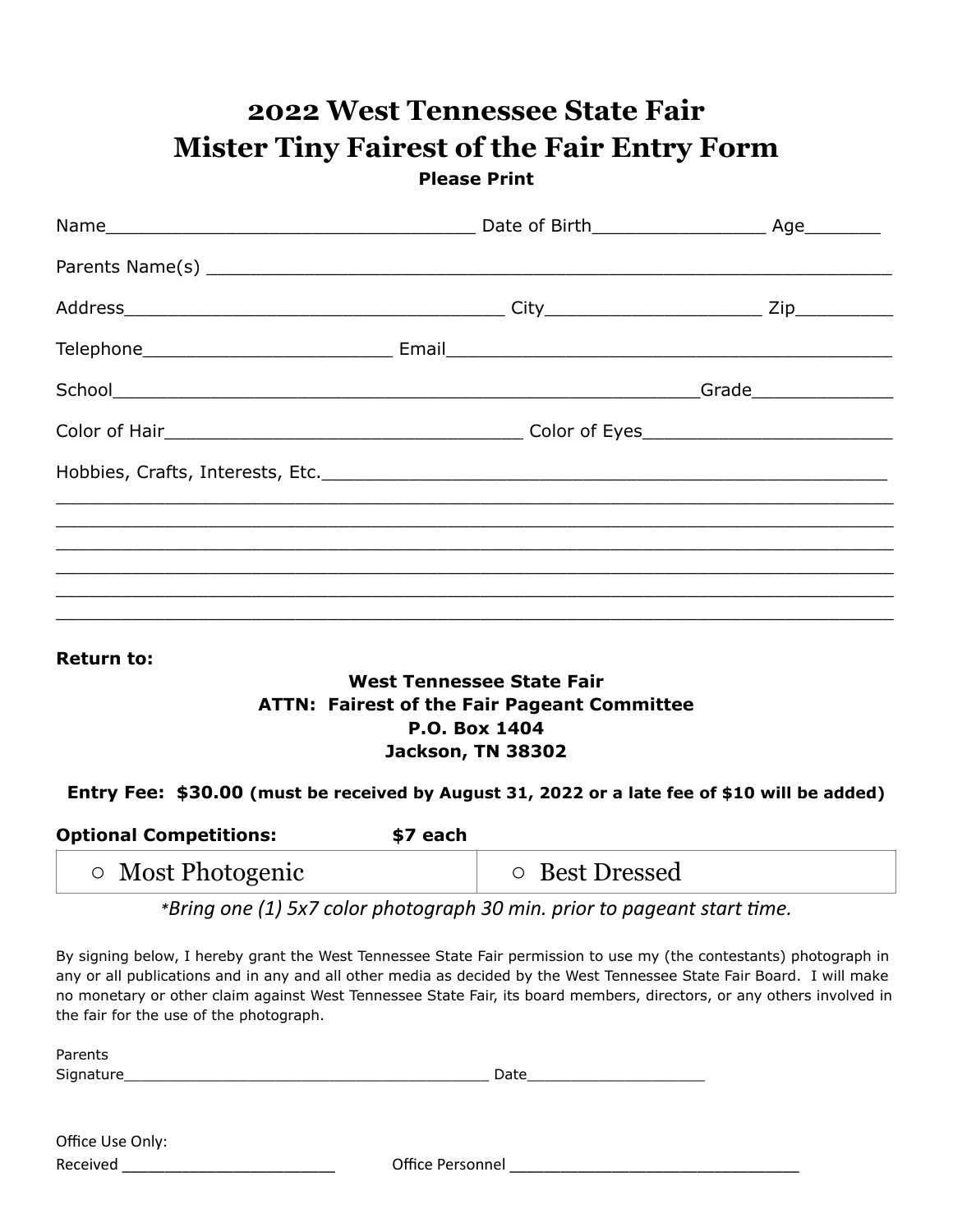# 2022 West Tennessee State Fair
# Mister Tiny Fairest of the Fair Entry Form

**Please Print**

Name_________________________________ Date of Birth________________ Age_______

Parents Name(s) ____________________________________________________________

Address__________________________________ City___________________ Zip_________

Telephone______________________ Email________________________________________

School____________________________________________________Grade_____________

Color of Hair_______________________________ Color of Eyes______________________

Hobbies, Crafts, Interests, Etc.__________________________________________________

______________________________________________________________________________

______________________________________________________________________________

______________________________________________________________________________

______________________________________________________________________________

______________________________________________________________________________

______________________________________________________________________________

**Return to:**

**West Tennessee State Fair**
**ATTN: Fairest of the Fair Pageant Committee**
**P.O. Box 1404**
**Jackson, TN 38302**

**Entry Fee: $30.00 (must be received by August 31, 2022 or a late fee of $10 will be added)**

**Optional Competitions:** **$7 each**

| ○ Most Photogenic | ○ Best Dressed |
|---|---|

*\*Bring one (1) 5x7 color photograph 30 min. prior to pageant start time.*

By signing below, I hereby grant the West Tennessee State Fair permission to use my (the contestants) photograph in any or all publications and in any and all other media as decided by the West Tennessee State Fair Board. I will make no monetary or other claim against West Tennessee State Fair, its board members, directors, or any others involved in the fair for the use of the photograph.

Parents
Signature_________________________________________ Date____________________

Office Use Only:
Received ________________________ Office Personnel ________________________________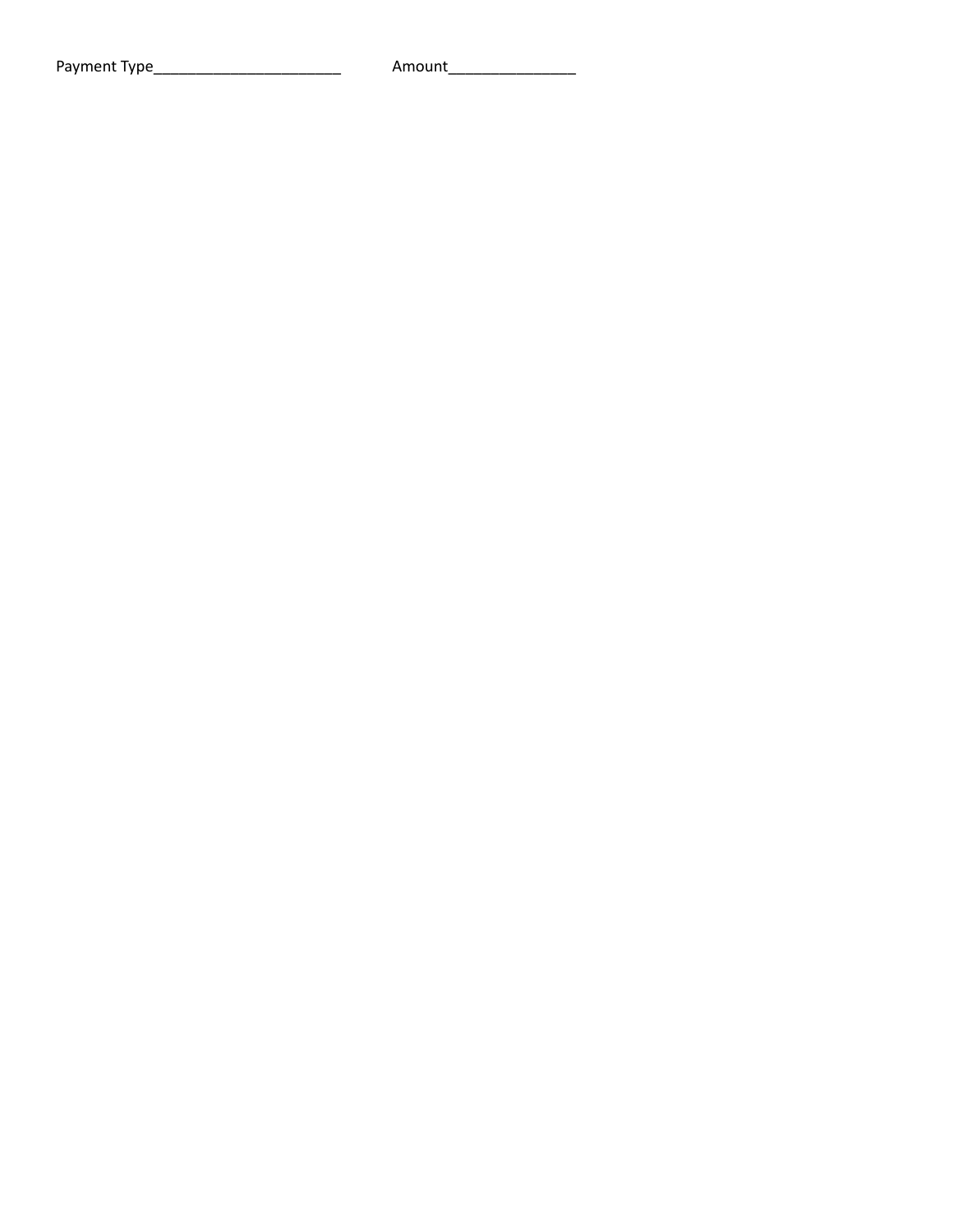Payment Type_______________________ Amount_______________